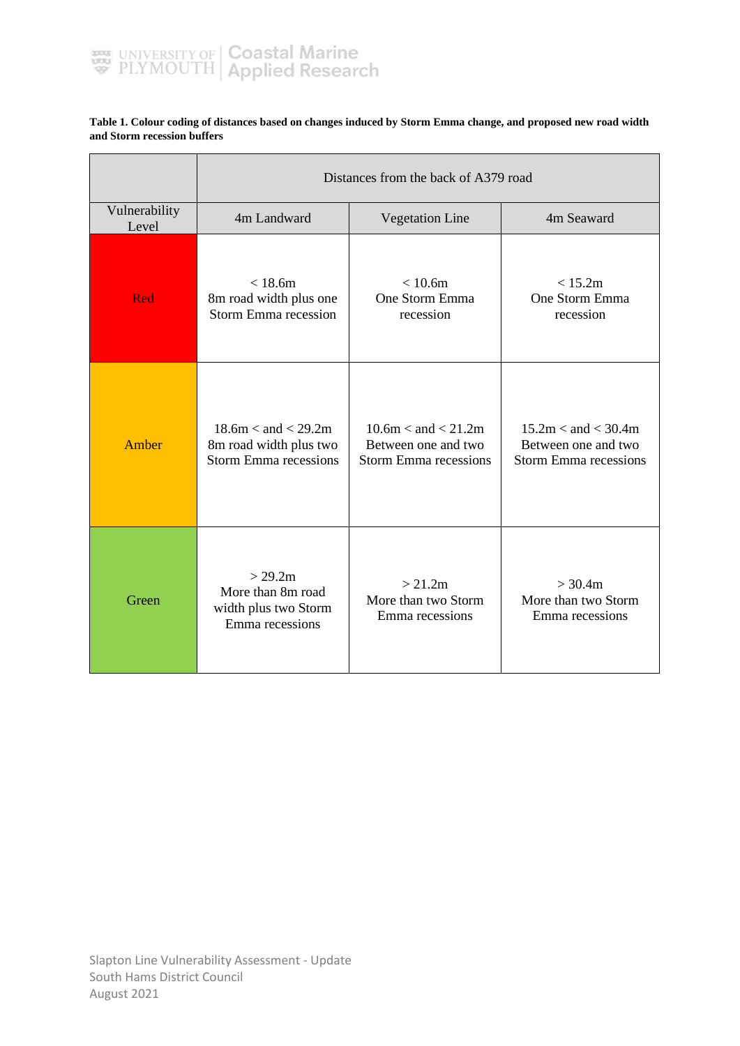**Table 1. Colour coding of distances based on changes induced by Storm Emma change, and proposed new road width and Storm recession buffers**

| | Distances from the back of A379 road | | |
|---|---|---|---|
| Vulnerability Level | 4m Landward | Vegetation Line | 4m Seaward |
| Red | < 18.6m<br>8m road width plus one Storm Emma recession | < 10.6m<br>One Storm Emma recession | < 15.2m<br>One Storm Emma recession |
| Amber | 18.6m < and < 29.2m<br>8m road width plus two Storm Emma recessions | 10.6m < and < 21.2m<br>Between one and two Storm Emma recessions | 15.2m < and < 30.4m<br>Between one and two Storm Emma recessions |
| Green | > 29.2m<br>More than 8m road width plus two Storm Emma recessions | > 21.2m<br>More than two Storm Emma recessions | > 30.4m<br>More than two Storm Emma recessions |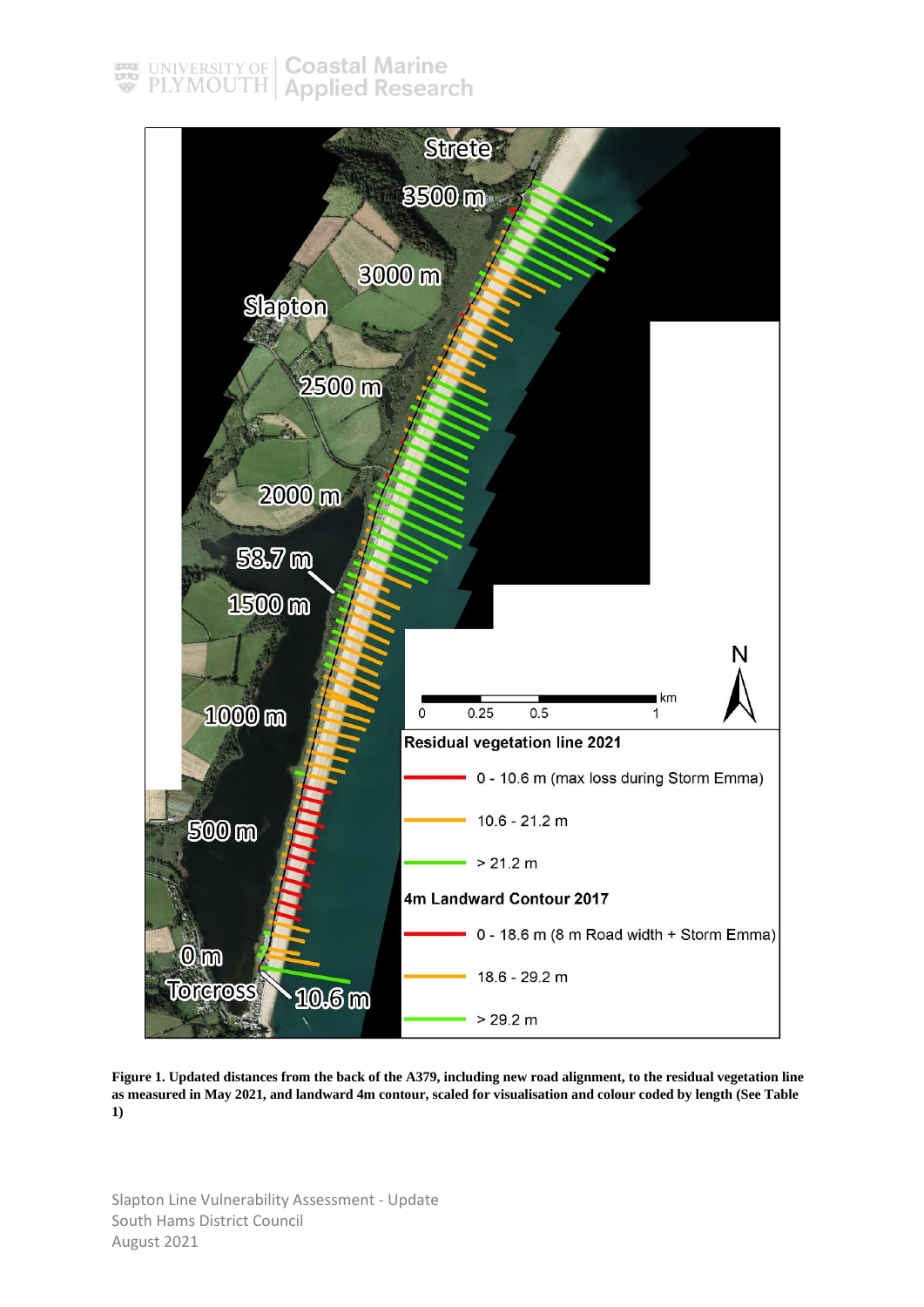**Figure 1. Updated distances from the back of the A379, including new road alignment, to the residual vegetation line as measured in May 2021, and landward 4m contour, scaled for visualisation and colour coded by length (See Table 1)**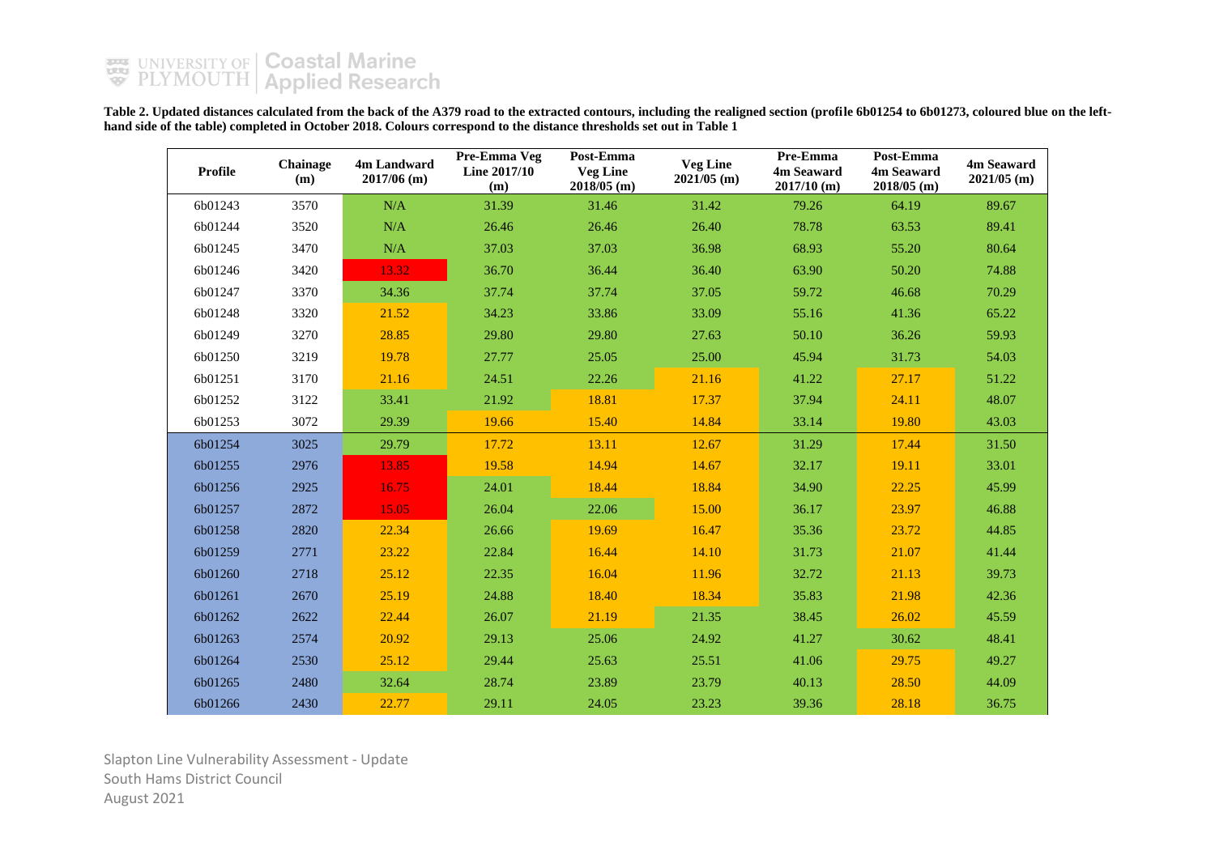**Table 2. Updated distances calculated from the back of the A379 road to the extracted contours, including the realigned section (profile 6b01254 to 6b01273, coloured blue on the left-hand side of the table) completed in October 2018. Colours correspond to the distance thresholds set out in Table 1**

| Profile | Chainage (m) | 4m Landward 2017/06 (m) | Pre-Emma Veg Line 2017/10 (m) | Post-Emma Veg Line 2018/05 (m) | Veg Line 2021/05 (m) | Pre-Emma 4m Seaward 2017/10 (m) | Post-Emma 4m Seaward 2018/05 (m) | 4m Seaward 2021/05 (m) |
|---|---|---|---|---|---|---|---|---|
| 6b01243 | 3570 | N/A | 31.39 | 31.46 | 31.42 | 79.26 | 64.19 | 89.67 |
| 6b01244 | 3520 | N/A | 26.46 | 26.46 | 26.40 | 78.78 | 63.53 | 89.41 |
| 6b01245 | 3470 | N/A | 37.03 | 37.03 | 36.98 | 68.93 | 55.20 | 80.64 |
| 6b01246 | 3420 | 13.32 | 36.70 | 36.44 | 36.40 | 63.90 | 50.20 | 74.88 |
| 6b01247 | 3370 | 34.36 | 37.74 | 37.74 | 37.05 | 59.72 | 46.68 | 70.29 |
| 6b01248 | 3320 | 21.52 | 34.23 | 33.86 | 33.09 | 55.16 | 41.36 | 65.22 |
| 6b01249 | 3270 | 28.85 | 29.80 | 29.80 | 27.63 | 50.10 | 36.26 | 59.93 |
| 6b01250 | 3219 | 19.78 | 27.77 | 25.05 | 25.00 | 45.94 | 31.73 | 54.03 |
| 6b01251 | 3170 | 21.16 | 24.51 | 22.26 | 21.16 | 41.22 | 27.17 | 51.22 |
| 6b01252 | 3122 | 33.41 | 21.92 | 18.81 | 17.37 | 37.94 | 24.11 | 48.07 |
| 6b01253 | 3072 | 29.39 | 19.66 | 15.40 | 14.84 | 33.14 | 19.80 | 43.03 |
| 6b01254 | 3025 | 29.79 | 17.72 | 13.11 | 12.67 | 31.29 | 17.44 | 31.50 |
| 6b01255 | 2976 | 13.85 | 19.58 | 14.94 | 14.67 | 32.17 | 19.11 | 33.01 |
| 6b01256 | 2925 | 16.75 | 24.01 | 18.44 | 18.84 | 34.90 | 22.25 | 45.99 |
| 6b01257 | 2872 | 15.05 | 26.04 | 22.06 | 15.00 | 36.17 | 23.97 | 46.88 |
| 6b01258 | 2820 | 22.34 | 26.66 | 19.69 | 16.47 | 35.36 | 23.72 | 44.85 |
| 6b01259 | 2771 | 23.22 | 22.84 | 16.44 | 14.10 | 31.73 | 21.07 | 41.44 |
| 6b01260 | 2718 | 25.12 | 22.35 | 16.04 | 11.96 | 32.72 | 21.13 | 39.73 |
| 6b01261 | 2670 | 25.19 | 24.88 | 18.40 | 18.34 | 35.83 | 21.98 | 42.36 |
| 6b01262 | 2622 | 22.44 | 26.07 | 21.19 | 21.35 | 38.45 | 26.02 | 45.59 |
| 6b01263 | 2574 | 20.92 | 29.13 | 25.06 | 24.92 | 41.27 | 30.62 | 48.41 |
| 6b01264 | 2530 | 25.12 | 29.44 | 25.63 | 25.51 | 41.06 | 29.75 | 49.27 |
| 6b01265 | 2480 | 32.64 | 28.74 | 23.89 | 23.79 | 40.13 | 28.50 | 44.09 |
| 6b01266 | 2430 | 22.77 | 29.11 | 24.05 | 23.23 | 39.36 | 28.18 | 36.75 |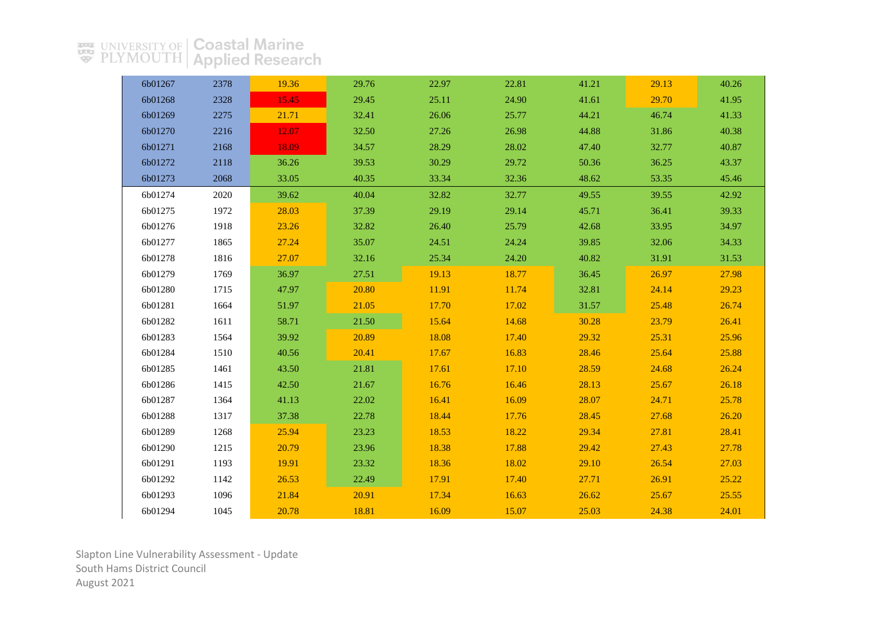| | | | | | | | | |
|---|---|---|---|---|---|---|---|---|
| 6b01267 | 2378 | 19.36 | 29.76 | 22.97 | 22.81 | 41.21 | 29.13 | 40.26 |
| 6b01268 | 2328 | 15.45 | 29.45 | 25.11 | 24.90 | 41.61 | 29.70 | 41.95 |
| 6b01269 | 2275 | 21.71 | 32.41 | 26.06 | 25.77 | 44.21 | 46.74 | 41.33 |
| 6b01270 | 2216 | 12.07 | 32.50 | 27.26 | 26.98 | 44.88 | 31.86 | 40.38 |
| 6b01271 | 2168 | 18.09 | 34.57 | 28.29 | 28.02 | 47.40 | 32.77 | 40.87 |
| 6b01272 | 2118 | 36.26 | 39.53 | 30.29 | 29.72 | 50.36 | 36.25 | 43.37 |
| 6b01273 | 2068 | 33.05 | 40.35 | 33.34 | 32.36 | 48.62 | 53.35 | 45.46 |
| 6b01274 | 2020 | 39.62 | 40.04 | 32.82 | 32.77 | 49.55 | 39.55 | 42.92 |
| 6b01275 | 1972 | 28.03 | 37.39 | 29.19 | 29.14 | 45.71 | 36.41 | 39.33 |
| 6b01276 | 1918 | 23.26 | 32.82 | 26.40 | 25.79 | 42.68 | 33.95 | 34.97 |
| 6b01277 | 1865 | 27.24 | 35.07 | 24.51 | 24.24 | 39.85 | 32.06 | 34.33 |
| 6b01278 | 1816 | 27.07 | 32.16 | 25.34 | 24.20 | 40.82 | 31.91 | 31.53 |
| 6b01279 | 1769 | 36.97 | 27.51 | 19.13 | 18.77 | 36.45 | 26.97 | 27.98 |
| 6b01280 | 1715 | 47.97 | 20.80 | 11.91 | 11.74 | 32.81 | 24.14 | 29.23 |
| 6b01281 | 1664 | 51.97 | 21.05 | 17.70 | 17.02 | 31.57 | 25.48 | 26.74 |
| 6b01282 | 1611 | 58.71 | 21.50 | 15.64 | 14.68 | 30.28 | 23.79 | 26.41 |
| 6b01283 | 1564 | 39.92 | 20.89 | 18.08 | 17.40 | 29.32 | 25.31 | 25.96 |
| 6b01284 | 1510 | 40.56 | 20.41 | 17.67 | 16.83 | 28.46 | 25.64 | 25.88 |
| 6b01285 | 1461 | 43.50 | 21.81 | 17.61 | 17.10 | 28.59 | 24.68 | 26.24 |
| 6b01286 | 1415 | 42.50 | 21.67 | 16.76 | 16.46 | 28.13 | 25.67 | 26.18 |
| 6b01287 | 1364 | 41.13 | 22.02 | 16.41 | 16.09 | 28.07 | 24.71 | 25.78 |
| 6b01288 | 1317 | 37.38 | 22.78 | 18.44 | 17.76 | 28.45 | 27.68 | 26.20 |
| 6b01289 | 1268 | 25.94 | 23.23 | 18.53 | 18.22 | 29.34 | 27.81 | 28.41 |
| 6b01290 | 1215 | 20.79 | 23.96 | 18.38 | 17.88 | 29.42 | 27.43 | 27.78 |
| 6b01291 | 1193 | 19.91 | 23.32 | 18.36 | 18.02 | 29.10 | 26.54 | 27.03 |
| 6b01292 | 1142 | 26.53 | 22.49 | 17.91 | 17.40 | 27.71 | 26.91 | 25.22 |
| 6b01293 | 1096 | 21.84 | 20.91 | 17.34 | 16.63 | 26.62 | 25.67 | 25.55 |
| 6b01294 | 1045 | 20.78 | 18.81 | 16.09 | 15.07 | 25.03 | 24.38 | 24.01 |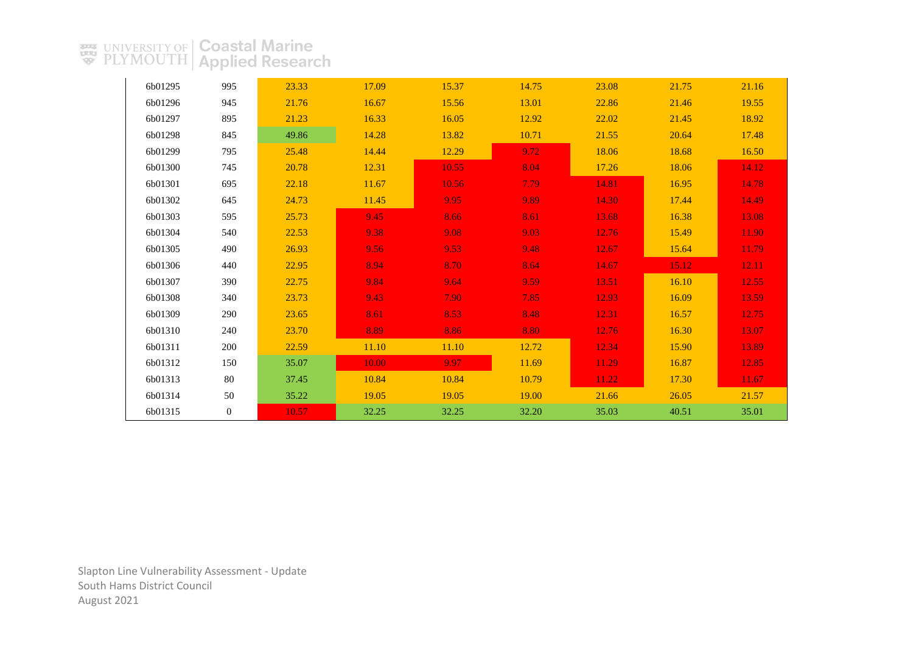| | | | | | | | | |
|---|---|---|---|---|---|---|---|---|
| 6b01295 | 995 | 23.33 | 17.09 | 15.37 | 14.75 | 23.08 | 21.75 | 21.16 |
| 6b01296 | 945 | 21.76 | 16.67 | 15.56 | 13.01 | 22.86 | 21.46 | 19.55 |
| 6b01297 | 895 | 21.23 | 16.33 | 16.05 | 12.92 | 22.02 | 21.45 | 18.92 |
| 6b01298 | 845 | 49.86 | 14.28 | 13.82 | 10.71 | 21.55 | 20.64 | 17.48 |
| 6b01299 | 795 | 25.48 | 14.44 | 12.29 | 9.72 | 18.06 | 18.68 | 16.50 |
| 6b01300 | 745 | 20.78 | 12.31 | 10.55 | 8.04 | 17.26 | 18.06 | 14.12 |
| 6b01301 | 695 | 22.18 | 11.67 | 10.56 | 7.79 | 14.81 | 16.95 | 14.78 |
| 6b01302 | 645 | 24.73 | 11.45 | 9.95 | 9.89 | 14.30 | 17.44 | 14.49 |
| 6b01303 | 595 | 25.73 | 9.45 | 8.66 | 8.61 | 13.68 | 16.38 | 13.08 |
| 6b01304 | 540 | 22.53 | 9.38 | 9.08 | 9.03 | 12.76 | 15.49 | 11.90 |
| 6b01305 | 490 | 26.93 | 9.56 | 9.53 | 9.48 | 12.67 | 15.64 | 11.79 |
| 6b01306 | 440 | 22.95 | 8.94 | 8.70 | 8.64 | 14.67 | 15.12 | 12.11 |
| 6b01307 | 390 | 22.75 | 9.84 | 9.64 | 9.59 | 13.51 | 16.10 | 12.55 |
| 6b01308 | 340 | 23.73 | 9.43 | 7.90 | 7.85 | 12.93 | 16.09 | 13.59 |
| 6b01309 | 290 | 23.65 | 8.61 | 8.53 | 8.48 | 12.31 | 16.57 | 12.75 |
| 6b01310 | 240 | 23.70 | 8.89 | 8.86 | 8.80 | 12.76 | 16.30 | 13.07 |
| 6b01311 | 200 | 22.59 | 11.10 | 11.10 | 12.72 | 12.34 | 15.90 | 13.89 |
| 6b01312 | 150 | 35.07 | 10.00 | 9.97 | 11.69 | 11.29 | 16.87 | 12.85 |
| 6b01313 | 80 | 37.45 | 10.84 | 10.84 | 10.79 | 11.22 | 17.30 | 11.67 |
| 6b01314 | 50 | 35.22 | 19.05 | 19.05 | 19.00 | 21.66 | 26.05 | 21.57 |
| 6b01315 | 0 | 10.57 | 32.25 | 32.25 | 32.20 | 35.03 | 40.51 | 35.01 |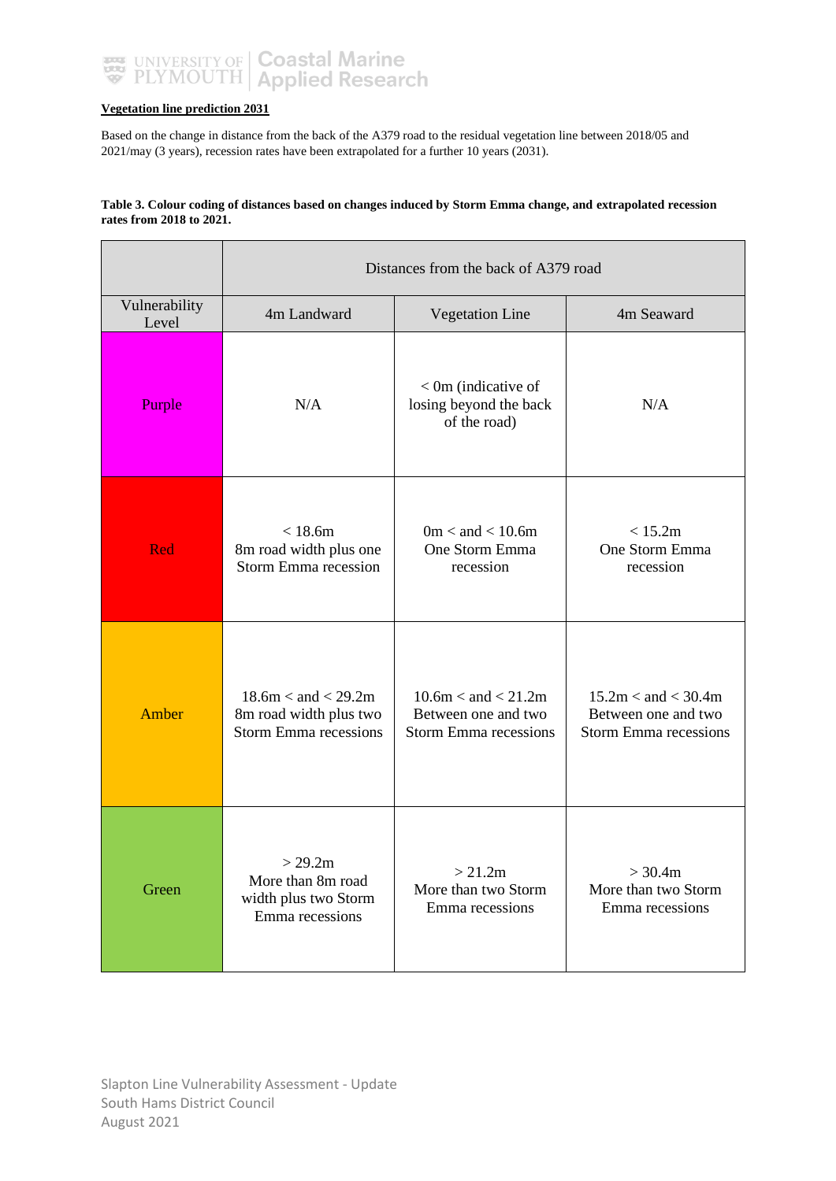**Vegetation line prediction 2031**

Based on the change in distance from the back of the A379 road to the residual vegetation line between 2018/05 and 2021/may (3 years), recession rates have been extrapolated for a further 10 years (2031).

**Table 3. Colour coding of distances based on changes induced by Storm Emma change, and extrapolated recession rates from 2018 to 2021.**

| | Distances from the back of A379 road | | |
|---|---|---|---|
| Vulnerability Level | 4m Landward | Vegetation Line | 4m Seaward |
| Purple | N/A | < 0m (indicative of losing beyond the back of the road) | N/A |
| Red | < 18.6m 8m road width plus one Storm Emma recession | 0m < and < 10.6m One Storm Emma recession | < 15.2m One Storm Emma recession |
| Amber | 18.6m < and < 29.2m 8m road width plus two Storm Emma recessions | 10.6m < and < 21.2m Between one and two Storm Emma recessions | 15.2m < and < 30.4m Between one and two Storm Emma recessions |
| Green | > 29.2m More than 8m road width plus two Storm Emma recessions | > 21.2m More than two Storm Emma recessions | > 30.4m More than two Storm Emma recessions |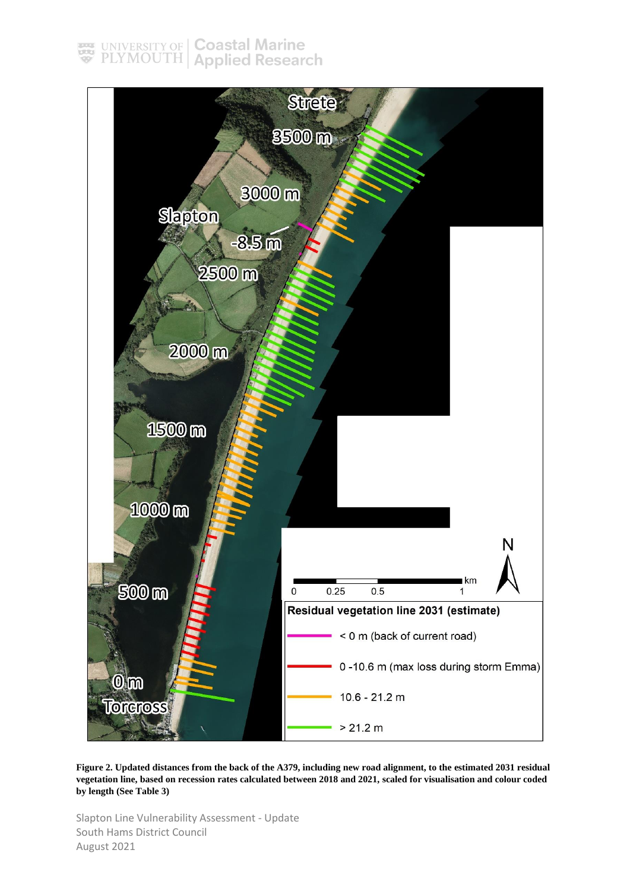**Figure 2. Updated distances from the back of the A379, including new road alignment, to the estimated 2031 residual vegetation line, based on recession rates calculated between 2018 and 2021, scaled for visualisation and colour coded by length (See Table 3)**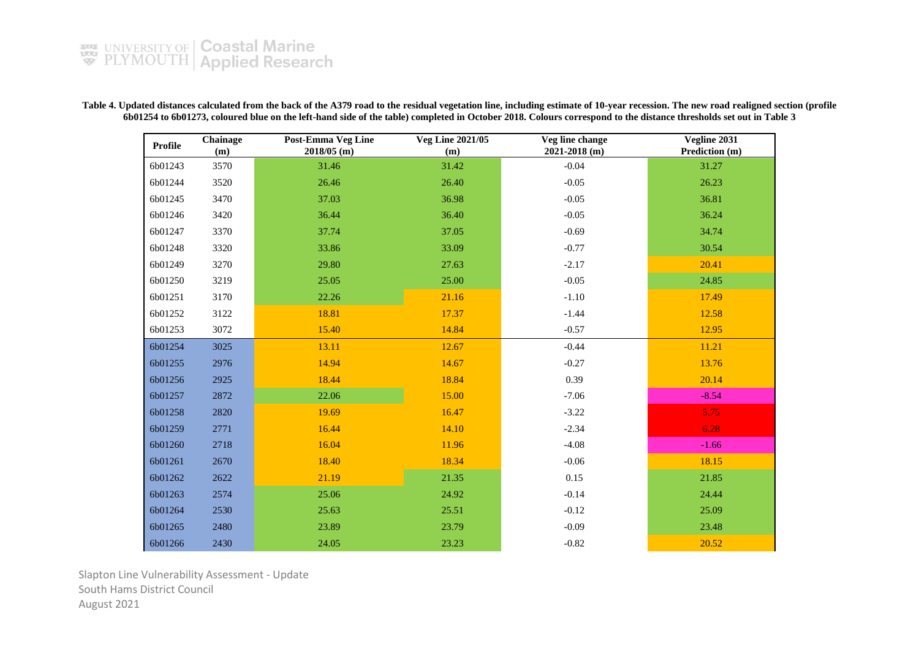**Table 4. Updated distances calculated from the back of the A379 road to the residual vegetation line, including estimate of 10-year recession. The new road realigned section (profile 6b01254 to 6b01273, coloured blue on the left-hand side of the table) completed in October 2018. Colours correspond to the distance thresholds set out in Table 3**

| Profile | Chainage (m) | Post-Emma Veg Line 2018/05 (m) | Veg Line 2021/05 (m) | Veg line change 2021-2018 (m) | Vegline 2031 Prediction (m) |
|---|---|---|---|---|---|
| 6b01243 | 3570 | 31.46 | 31.42 | -0.04 | 31.27 |
| 6b01244 | 3520 | 26.46 | 26.40 | -0.05 | 26.23 |
| 6b01245 | 3470 | 37.03 | 36.98 | -0.05 | 36.81 |
| 6b01246 | 3420 | 36.44 | 36.40 | -0.05 | 36.24 |
| 6b01247 | 3370 | 37.74 | 37.05 | -0.69 | 34.74 |
| 6b01248 | 3320 | 33.86 | 33.09 | -0.77 | 30.54 |
| 6b01249 | 3270 | 29.80 | 27.63 | -2.17 | 20.41 |
| 6b01250 | 3219 | 25.05 | 25.00 | -0.05 | 24.85 |
| 6b01251 | 3170 | 22.26 | 21.16 | -1.10 | 17.49 |
| 6b01252 | 3122 | 18.81 | 17.37 | -1.44 | 12.58 |
| 6b01253 | 3072 | 15.40 | 14.84 | -0.57 | 12.95 |
| 6b01254 | 3025 | 13.11 | 12.67 | -0.44 | 11.21 |
| 6b01255 | 2976 | 14.94 | 14.67 | -0.27 | 13.76 |
| 6b01256 | 2925 | 18.44 | 18.84 | 0.39 | 20.14 |
| 6b01257 | 2872 | 22.06 | 15.00 | -7.06 | -8.54 |
| 6b01258 | 2820 | 19.69 | 16.47 | -3.22 | 5.75 |
| 6b01259 | 2771 | 16.44 | 14.10 | -2.34 | 6.28 |
| 6b01260 | 2718 | 16.04 | 11.96 | -4.08 | -1.66 |
| 6b01261 | 2670 | 18.40 | 18.34 | -0.06 | 18.15 |
| 6b01262 | 2622 | 21.19 | 21.35 | 0.15 | 21.85 |
| 6b01263 | 2574 | 25.06 | 24.92 | -0.14 | 24.44 |
| 6b01264 | 2530 | 25.63 | 25.51 | -0.12 | 25.09 |
| 6b01265 | 2480 | 23.89 | 23.79 | -0.09 | 23.48 |
| 6b01266 | 2430 | 24.05 | 23.23 | -0.82 | 20.52 |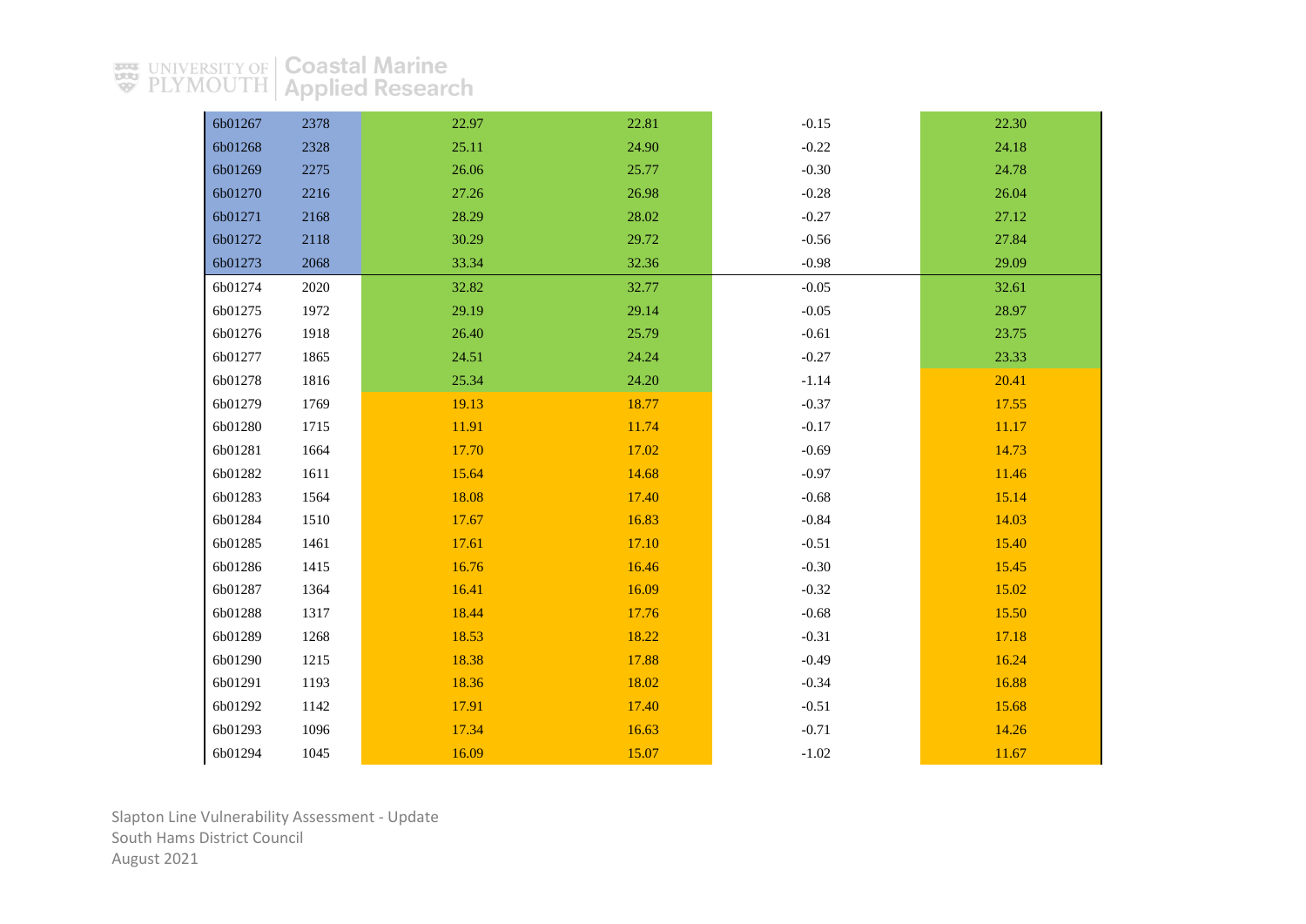| | | | | | |
|---|---|---|---|---|---|
| 6b01267 | 2378 | 22.97 | 22.81 | -0.15 | 22.30 |
| 6b01268 | 2328 | 25.11 | 24.90 | -0.22 | 24.18 |
| 6b01269 | 2275 | 26.06 | 25.77 | -0.30 | 24.78 |
| 6b01270 | 2216 | 27.26 | 26.98 | -0.28 | 26.04 |
| 6b01271 | 2168 | 28.29 | 28.02 | -0.27 | 27.12 |
| 6b01272 | 2118 | 30.29 | 29.72 | -0.56 | 27.84 |
| 6b01273 | 2068 | 33.34 | 32.36 | -0.98 | 29.09 |
| 6b01274 | 2020 | 32.82 | 32.77 | -0.05 | 32.61 |
| 6b01275 | 1972 | 29.19 | 29.14 | -0.05 | 28.97 |
| 6b01276 | 1918 | 26.40 | 25.79 | -0.61 | 23.75 |
| 6b01277 | 1865 | 24.51 | 24.24 | -0.27 | 23.33 |
| 6b01278 | 1816 | 25.34 | 24.20 | -1.14 | 20.41 |
| 6b01279 | 1769 | 19.13 | 18.77 | -0.37 | 17.55 |
| 6b01280 | 1715 | 11.91 | 11.74 | -0.17 | 11.17 |
| 6b01281 | 1664 | 17.70 | 17.02 | -0.69 | 14.73 |
| 6b01282 | 1611 | 15.64 | 14.68 | -0.97 | 11.46 |
| 6b01283 | 1564 | 18.08 | 17.40 | -0.68 | 15.14 |
| 6b01284 | 1510 | 17.67 | 16.83 | -0.84 | 14.03 |
| 6b01285 | 1461 | 17.61 | 17.10 | -0.51 | 15.40 |
| 6b01286 | 1415 | 16.76 | 16.46 | -0.30 | 15.45 |
| 6b01287 | 1364 | 16.41 | 16.09 | -0.32 | 15.02 |
| 6b01288 | 1317 | 18.44 | 17.76 | -0.68 | 15.50 |
| 6b01289 | 1268 | 18.53 | 18.22 | -0.31 | 17.18 |
| 6b01290 | 1215 | 18.38 | 17.88 | -0.49 | 16.24 |
| 6b01291 | 1193 | 18.36 | 18.02 | -0.34 | 16.88 |
| 6b01292 | 1142 | 17.91 | 17.40 | -0.51 | 15.68 |
| 6b01293 | 1096 | 17.34 | 16.63 | -0.71 | 14.26 |
| 6b01294 | 1045 | 16.09 | 15.07 | -1.02 | 11.67 |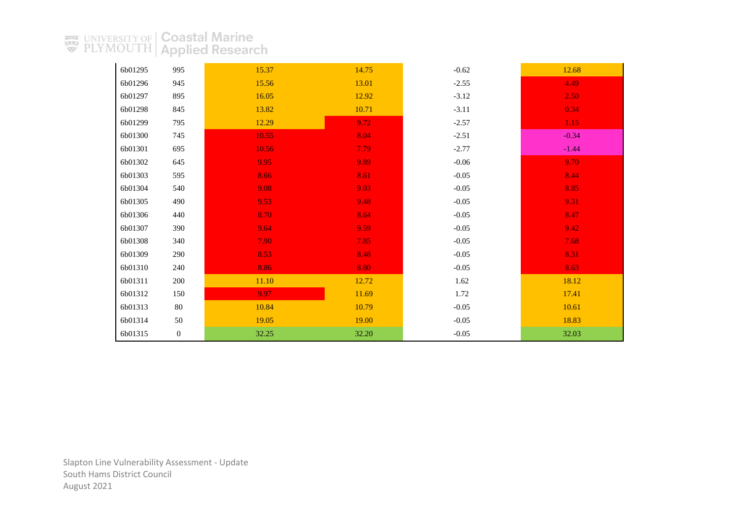| | | | | | |
|---|---|---|---|---|---|
| 6b01295 | 995 | 15.37 | 14.75 | -0.62 | 12.68 |
| 6b01296 | 945 | 15.56 | 13.01 | -2.55 | 4.49 |
| 6b01297 | 895 | 16.05 | 12.92 | -3.12 | 2.50 |
| 6b01298 | 845 | 13.82 | 10.71 | -3.11 | 0.34 |
| 6b01299 | 795 | 12.29 | 9.72 | -2.57 | 1.15 |
| 6b01300 | 745 | 10.55 | 8.04 | -2.51 | -0.34 |
| 6b01301 | 695 | 10.56 | 7.79 | -2.77 | -1.44 |
| 6b01302 | 645 | 9.95 | 9.89 | -0.06 | 9.70 |
| 6b01303 | 595 | 8.66 | 8.61 | -0.05 | 8.44 |
| 6b01304 | 540 | 9.08 | 9.03 | -0.05 | 8.85 |
| 6b01305 | 490 | 9.53 | 9.48 | -0.05 | 9.31 |
| 6b01306 | 440 | 8.70 | 8.64 | -0.05 | 8.47 |
| 6b01307 | 390 | 9.64 | 9.59 | -0.05 | 9.42 |
| 6b01308 | 340 | 7.90 | 7.85 | -0.05 | 7.68 |
| 6b01309 | 290 | 8.53 | 8.48 | -0.05 | 8.31 |
| 6b01310 | 240 | 8.86 | 8.80 | -0.05 | 8.63 |
| 6b01311 | 200 | 11.10 | 12.72 | 1.62 | 18.12 |
| 6b01312 | 150 | 9.97 | 11.69 | 1.72 | 17.41 |
| 6b01313 | 80 | 10.84 | 10.79 | -0.05 | 10.61 |
| 6b01314 | 50 | 19.05 | 19.00 | -0.05 | 18.83 |
| 6b01315 | 0 | 32.25 | 32.20 | -0.05 | 32.03 |